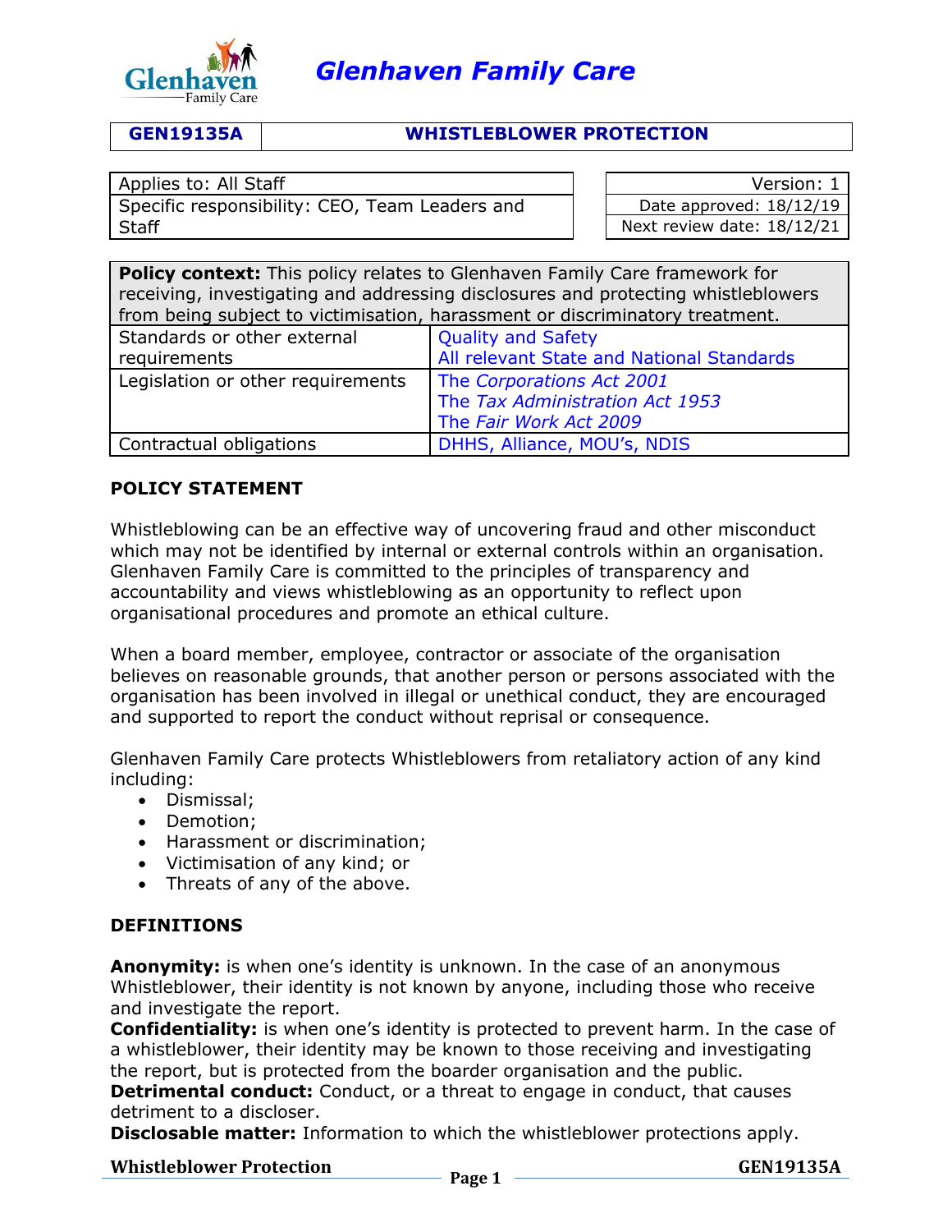# Glenhaven Family Care

| GEN19135A | WHISTLEBLOWER PROTECTION |
|---|---|

| Applies to: All Staff | Version: 1 |
|---|---|
| Specific responsibility: CEO, Team Leaders and Staff | Date approved: 18/12/19 |
| | Next review date: 18/12/21 |

| **Policy context:** This policy relates to Glenhaven Family Care framework for receiving, investigating and addressing disclosures and protecting whistleblowers from being subject to victimisation, harassment or discriminatory treatment. | |
|---|---|
| Standards or other external requirements | Quality and Safety<br>All relevant State and National Standards |
| Legislation or other requirements | The *Corporations Act 2001*<br>The *Tax Administration Act 1953*<br>The *Fair Work Act 2009* |
| Contractual obligations | DHHS, Alliance, MOU's, NDIS |

## POLICY STATEMENT

Whistleblowing can be an effective way of uncovering fraud and other misconduct which may not be identified by internal or external controls within an organisation. Glenhaven Family Care is committed to the principles of transparency and accountability and views whistleblowing as an opportunity to reflect upon organisational procedures and promote an ethical culture.

When a board member, employee, contractor or associate of the organisation believes on reasonable grounds, that another person or persons associated with the organisation has been involved in illegal or unethical conduct, they are encouraged and supported to report the conduct without reprisal or consequence.

Glenhaven Family Care protects Whistleblowers from retaliatory action of any kind including:

- Dismissal;
- Demotion;
- Harassment or discrimination;
- Victimisation of any kind; or
- Threats of any of the above.

## DEFINITIONS

**Anonymity:** is when one's identity is unknown. In the case of an anonymous Whistleblower, their identity is not known by anyone, including those who receive and investigate the report.
**Confidentiality:** is when one's identity is protected to prevent harm. In the case of a whistleblower, their identity may be known to those receiving and investigating the report, but is protected from the boarder organisation and the public.
**Detrimental conduct:** Conduct, or a threat to engage in conduct, that causes detriment to a discloser.
**Disclosable matter:** Information to which the whistleblower protections apply.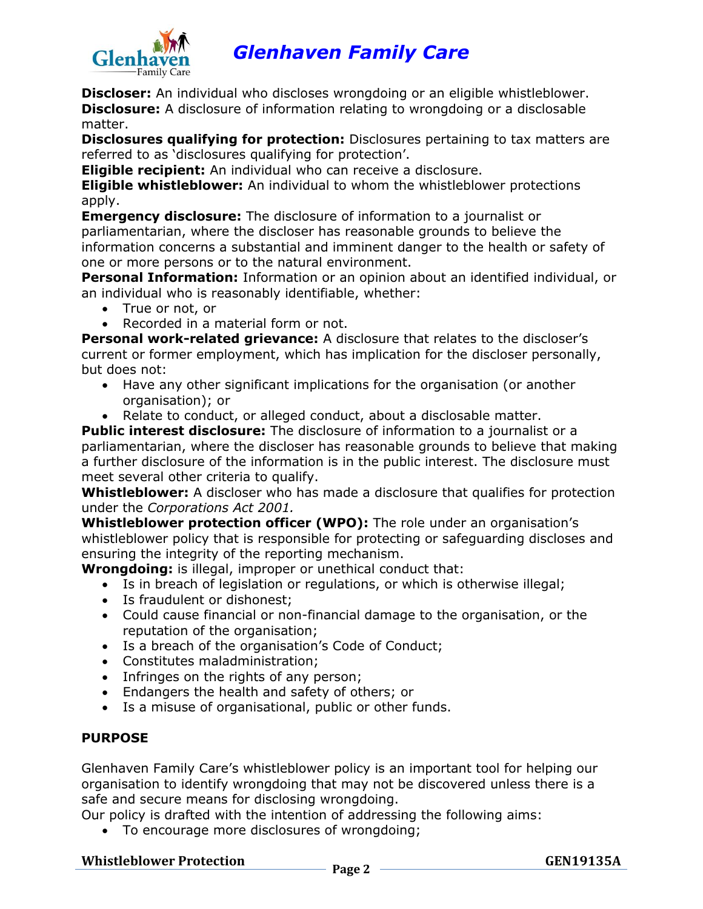**Discloser:** An individual who discloses wrongdoing or an eligible whistleblower.
**Disclosure:** A disclosure of information relating to wrongdoing or a disclosable matter.
**Disclosures qualifying for protection:** Disclosures pertaining to tax matters are referred to as 'disclosures qualifying for protection'.
**Eligible recipient:** An individual who can receive a disclosure.
**Eligible whistleblower:** An individual to whom the whistleblower protections apply.
**Emergency disclosure:** The disclosure of information to a journalist or parliamentarian, where the discloser has reasonable grounds to believe the information concerns a substantial and imminent danger to the health or safety of one or more persons or to the natural environment.
**Personal Information:** Information or an opinion about an identified individual, or an individual who is reasonably identifiable, whether:

- True or not, or
- Recorded in a material form or not.

**Personal work-related grievance:** A disclosure that relates to the discloser's current or former employment, which has implication for the discloser personally, but does not:

- Have any other significant implications for the organisation (or another organisation); or
- Relate to conduct, or alleged conduct, about a disclosable matter.

**Public interest disclosure:** The disclosure of information to a journalist or a parliamentarian, where the discloser has reasonable grounds to believe that making a further disclosure of the information is in the public interest. The disclosure must meet several other criteria to qualify.
**Whistleblower:** A discloser who has made a disclosure that qualifies for protection under the *Corporations Act 2001.*
**Whistleblower protection officer (WPO):** The role under an organisation's whistleblower policy that is responsible for protecting or safeguarding discloses and ensuring the integrity of the reporting mechanism.
**Wrongdoing:** is illegal, improper or unethical conduct that:

- Is in breach of legislation or regulations, or which is otherwise illegal;
- Is fraudulent or dishonest;
- Could cause financial or non-financial damage to the organisation, or the reputation of the organisation;
- Is a breach of the organisation's Code of Conduct;
- Constitutes maladministration;
- Infringes on the rights of any person;
- Endangers the health and safety of others; or
- Is a misuse of organisational, public or other funds.

## PURPOSE

Glenhaven Family Care's whistleblower policy is an important tool for helping our organisation to identify wrongdoing that may not be discovered unless there is a safe and secure means for disclosing wrongdoing.
Our policy is drafted with the intention of addressing the following aims:

- To encourage more disclosures of wrongdoing;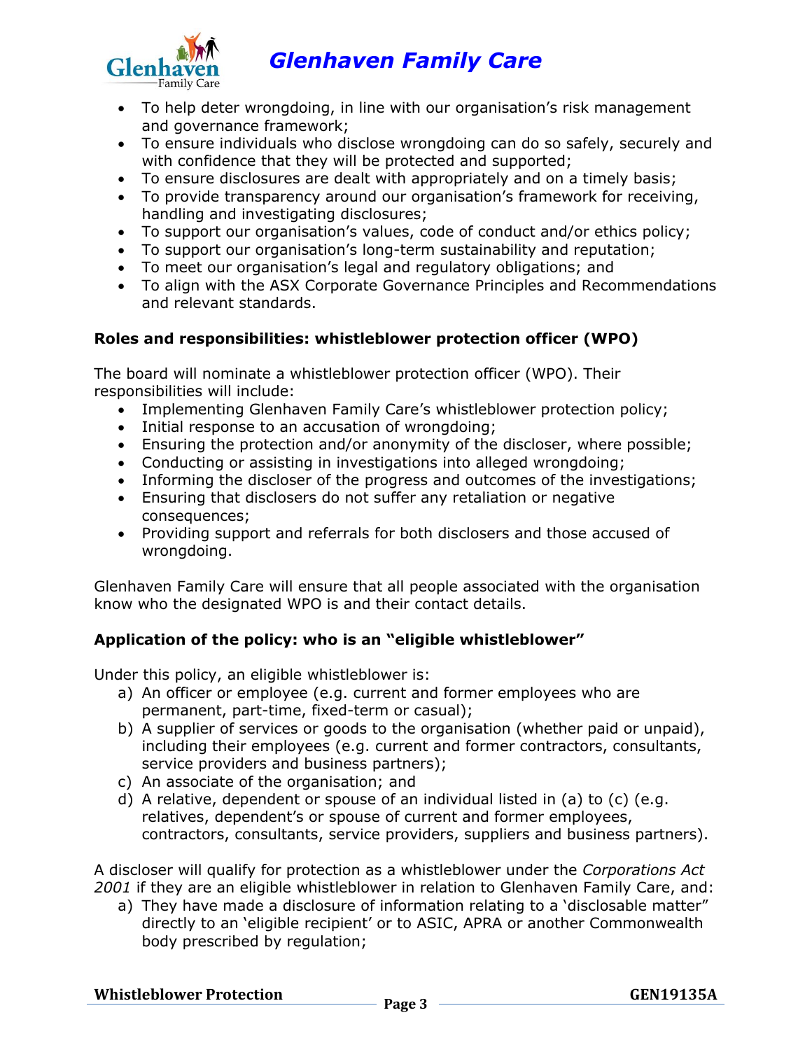- To help deter wrongdoing, in line with our organisation's risk management and governance framework;
- To ensure individuals who disclose wrongdoing can do so safely, securely and with confidence that they will be protected and supported;
- To ensure disclosures are dealt with appropriately and on a timely basis;
- To provide transparency around our organisation's framework for receiving, handling and investigating disclosures;
- To support our organisation's values, code of conduct and/or ethics policy;
- To support our organisation's long-term sustainability and reputation;
- To meet our organisation's legal and regulatory obligations; and
- To align with the ASX Corporate Governance Principles and Recommendations and relevant standards.

**Roles and responsibilities: whistleblower protection officer (WPO)**

The board will nominate a whistleblower protection officer (WPO). Their responsibilities will include:

- Implementing Glenhaven Family Care's whistleblower protection policy;
- Initial response to an accusation of wrongdoing;
- Ensuring the protection and/or anonymity of the discloser, where possible;
- Conducting or assisting in investigations into alleged wrongdoing;
- Informing the discloser of the progress and outcomes of the investigations;
- Ensuring that disclosers do not suffer any retaliation or negative consequences;
- Providing support and referrals for both disclosers and those accused of wrongdoing.

Glenhaven Family Care will ensure that all people associated with the organisation know who the designated WPO is and their contact details.

**Application of the policy: who is an "eligible whistleblower"**

Under this policy, an eligible whistleblower is:

a) An officer or employee (e.g. current and former employees who are permanent, part-time, fixed-term or casual);
b) A supplier of services or goods to the organisation (whether paid or unpaid), including their employees (e.g. current and former contractors, consultants, service providers and business partners);
c) An associate of the organisation; and
d) A relative, dependent or spouse of an individual listed in (a) to (c) (e.g. relatives, dependent's or spouse of current and former employees, contractors, consultants, service providers, suppliers and business partners).

A discloser will qualify for protection as a whistleblower under the *Corporations Act 2001* if they are an eligible whistleblower in relation to Glenhaven Family Care, and:

a) They have made a disclosure of information relating to a 'disclosable matter" directly to an 'eligible recipient' or to ASIC, APRA or another Commonwealth body prescribed by regulation;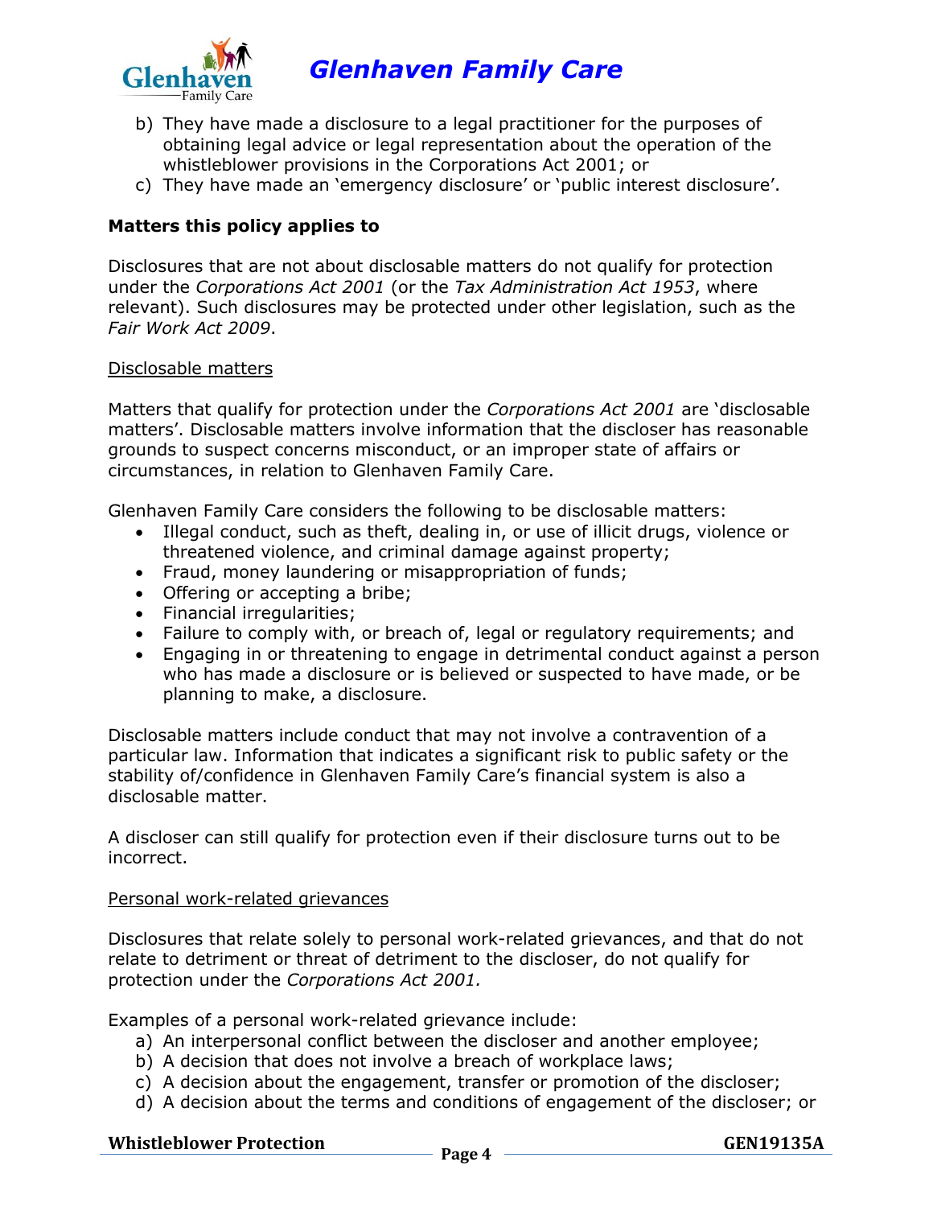b) They have made a disclosure to a legal practitioner for the purposes of obtaining legal advice or legal representation about the operation of the whistleblower provisions in the Corporations Act 2001; or
c) They have made an 'emergency disclosure' or 'public interest disclosure'.

**Matters this policy applies to**

Disclosures that are not about disclosable matters do not qualify for protection under the *Corporations Act 2001* (or the *Tax Administration Act 1953*, where relevant). Such disclosures may be protected under other legislation, such as the *Fair Work Act 2009*.

<u>Disclosable matters</u>

Matters that qualify for protection under the *Corporations Act 2001* are 'disclosable matters'. Disclosable matters involve information that the discloser has reasonable grounds to suspect concerns misconduct, or an improper state of affairs or circumstances, in relation to Glenhaven Family Care.

Glenhaven Family Care considers the following to be disclosable matters:

- Illegal conduct, such as theft, dealing in, or use of illicit drugs, violence or threatened violence, and criminal damage against property;
- Fraud, money laundering or misappropriation of funds;
- Offering or accepting a bribe;
- Financial irregularities;
- Failure to comply with, or breach of, legal or regulatory requirements; and
- Engaging in or threatening to engage in detrimental conduct against a person who has made a disclosure or is believed or suspected to have made, or be planning to make, a disclosure.

Disclosable matters include conduct that may not involve a contravention of a particular law. Information that indicates a significant risk to public safety or the stability of/confidence in Glenhaven Family Care's financial system is also a disclosable matter.

A discloser can still qualify for protection even if their disclosure turns out to be incorrect.

<u>Personal work-related grievances</u>

Disclosures that relate solely to personal work-related grievances, and that do not relate to detriment or threat of detriment to the discloser, do not qualify for protection under the *Corporations Act 2001.*

Examples of a personal work-related grievance include:

a) An interpersonal conflict between the discloser and another employee;
b) A decision that does not involve a breach of workplace laws;
c) A decision about the engagement, transfer or promotion of the discloser;
d) A decision about the terms and conditions of engagement of the discloser; or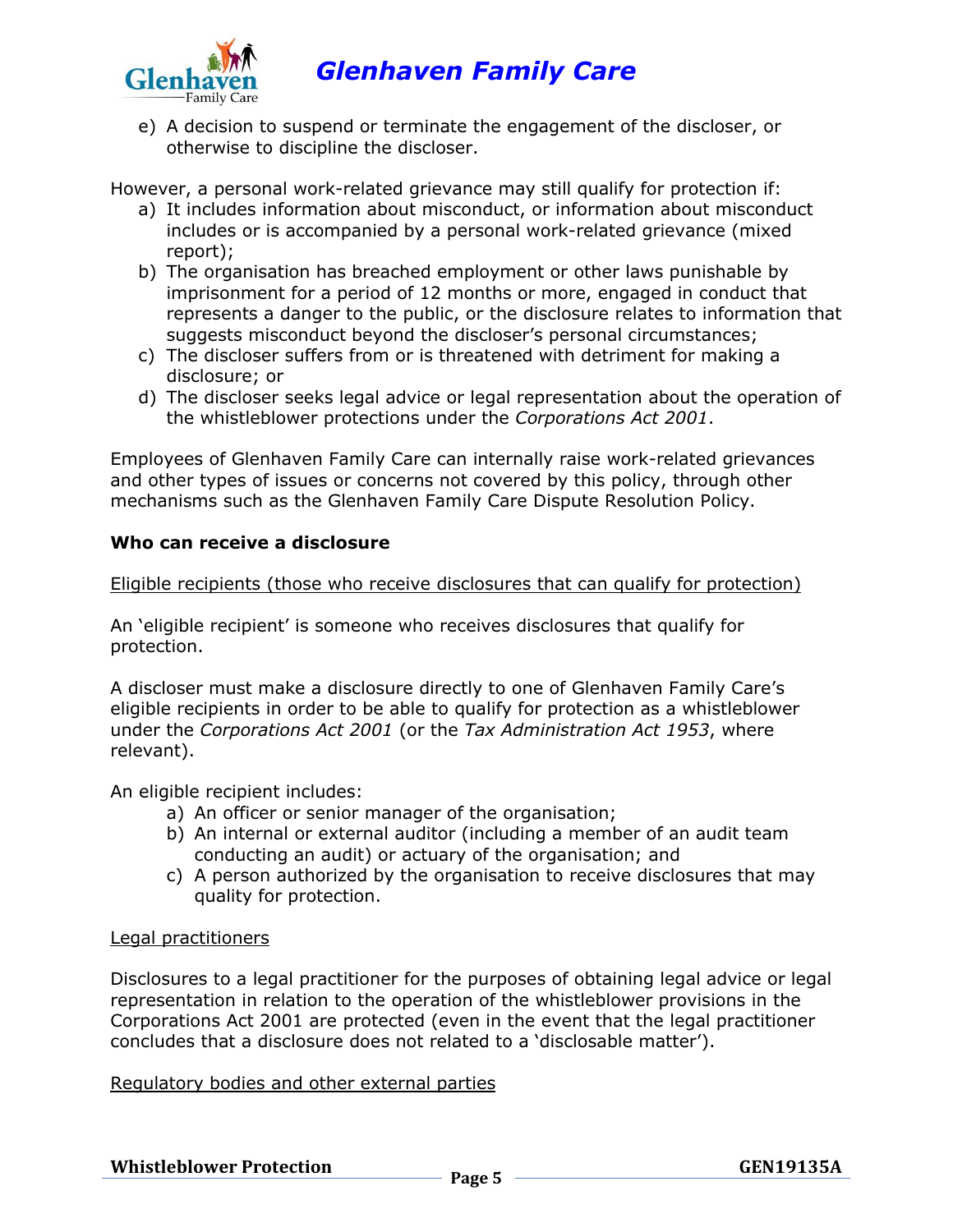e) A decision to suspend or terminate the engagement of the discloser, or otherwise to discipline the discloser.

However, a personal work-related grievance may still qualify for protection if:

a) It includes information about misconduct, or information about misconduct includes or is accompanied by a personal work-related grievance (mixed report);
b) The organisation has breached employment or other laws punishable by imprisonment for a period of 12 months or more, engaged in conduct that represents a danger to the public, or the disclosure relates to information that suggests misconduct beyond the discloser's personal circumstances;
c) The discloser suffers from or is threatened with detriment for making a disclosure; or
d) The discloser seeks legal advice or legal representation about the operation of the whistleblower protections under the *Corporations Act 2001*.

Employees of Glenhaven Family Care can internally raise work-related grievances and other types of issues or concerns not covered by this policy, through other mechanisms such as the Glenhaven Family Care Dispute Resolution Policy.

**Who can receive a disclosure**

<u>Eligible recipients (those who receive disclosures that can qualify for protection)</u>

An 'eligible recipient' is someone who receives disclosures that qualify for protection.

A discloser must make a disclosure directly to one of Glenhaven Family Care's eligible recipients in order to be able to qualify for protection as a whistleblower under the *Corporations Act 2001* (or the *Tax Administration Act 1953*, where relevant).

An eligible recipient includes:

a) An officer or senior manager of the organisation;
b) An internal or external auditor (including a member of an audit team conducting an audit) or actuary of the organisation; and
c) A person authorized by the organisation to receive disclosures that may quality for protection.

<u>Legal practitioners</u>

Disclosures to a legal practitioner for the purposes of obtaining legal advice or legal representation in relation to the operation of the whistleblower provisions in the Corporations Act 2001 are protected (even in the event that the legal practitioner concludes that a disclosure does not related to a 'disclosable matter').

<u>Regulatory bodies and other external parties</u>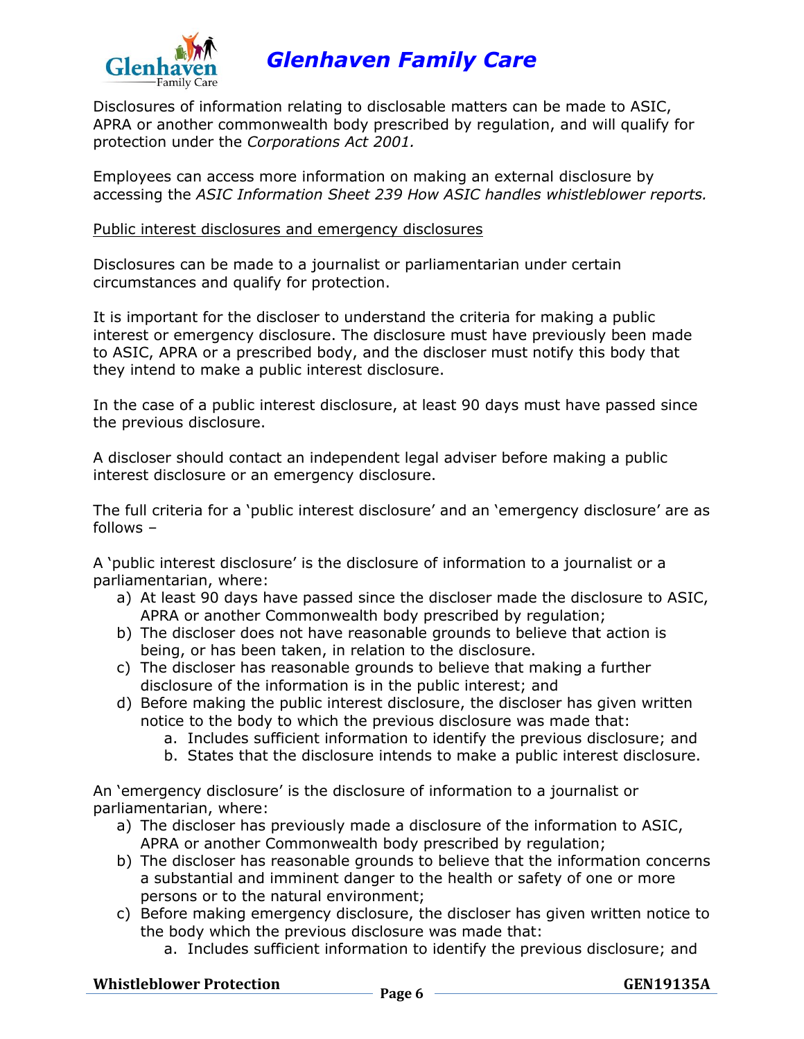Disclosures of information relating to disclosable matters can be made to ASIC, APRA or another commonwealth body prescribed by regulation, and will qualify for protection under the *Corporations Act 2001.*

Employees can access more information on making an external disclosure by accessing the *ASIC Information Sheet 239 How ASIC handles whistleblower reports.*

<u>Public interest disclosures and emergency disclosures</u>

Disclosures can be made to a journalist or parliamentarian under certain circumstances and qualify for protection.

It is important for the discloser to understand the criteria for making a public interest or emergency disclosure. The disclosure must have previously been made to ASIC, APRA or a prescribed body, and the discloser must notify this body that they intend to make a public interest disclosure.

In the case of a public interest disclosure, at least 90 days must have passed since the previous disclosure.

A discloser should contact an independent legal adviser before making a public interest disclosure or an emergency disclosure.

The full criteria for a 'public interest disclosure' and an 'emergency disclosure' are as follows –

A 'public interest disclosure' is the disclosure of information to a journalist or a parliamentarian, where:

a) At least 90 days have passed since the discloser made the disclosure to ASIC, APRA or another Commonwealth body prescribed by regulation;
b) The discloser does not have reasonable grounds to believe that action is being, or has been taken, in relation to the disclosure.
c) The discloser has reasonable grounds to believe that making a further disclosure of the information is in the public interest; and
d) Before making the public interest disclosure, the discloser has given written notice to the body to which the previous disclosure was made that:
    a. Includes sufficient information to identify the previous disclosure; and
    b. States that the disclosure intends to make a public interest disclosure.

An 'emergency disclosure' is the disclosure of information to a journalist or parliamentarian, where:

a) The discloser has previously made a disclosure of the information to ASIC, APRA or another Commonwealth body prescribed by regulation;
b) The discloser has reasonable grounds to believe that the information concerns a substantial and imminent danger to the health or safety of one or more persons or to the natural environment;
c) Before making emergency disclosure, the discloser has given written notice to the body which the previous disclosure was made that:
    a. Includes sufficient information to identify the previous disclosure; and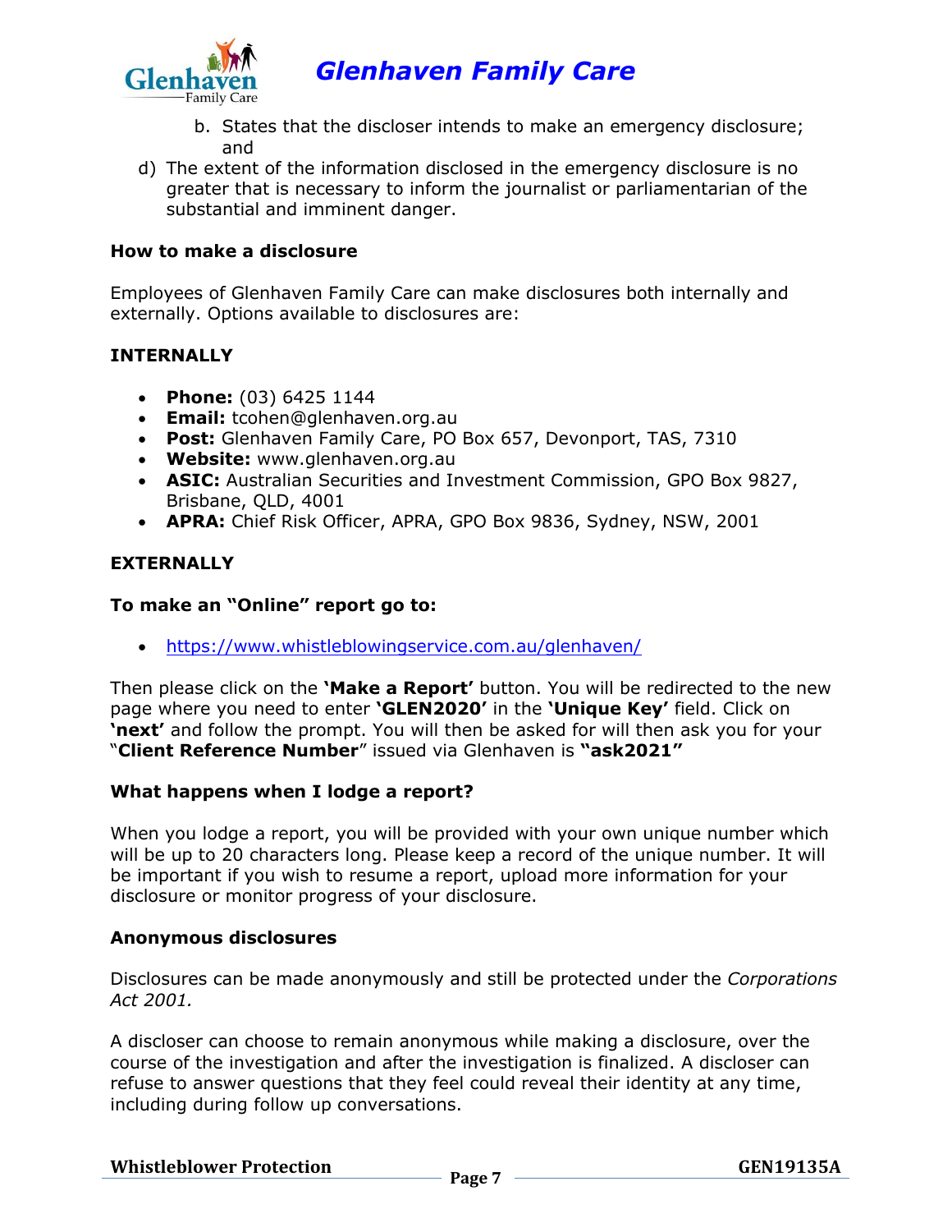b. States that the discloser intends to make an emergency disclosure; and

d) The extent of the information disclosed in the emergency disclosure is no greater that is necessary to inform the journalist or parliamentarian of the substantial and imminent danger.

**How to make a disclosure**

Employees of Glenhaven Family Care can make disclosures both internally and externally. Options available to disclosures are:

**INTERNALLY**

- **Phone:** (03) 6425 1144
- **Email:** tcohen@glenhaven.org.au
- **Post:** Glenhaven Family Care, PO Box 657, Devonport, TAS, 7310
- **Website:** www.glenhaven.org.au
- **ASIC:** Australian Securities and Investment Commission, GPO Box 9827, Brisbane, QLD, 4001
- **APRA:** Chief Risk Officer, APRA, GPO Box 9836, Sydney, NSW, 2001

**EXTERNALLY**

**To make an "Online" report go to:**

- https://www.whistleblowingservice.com.au/glenhaven/

Then please click on the **'Make a Report'** button. You will be redirected to the new page where you need to enter **'GLEN2020'** in the **'Unique Key'** field. Click on **'next'** and follow the prompt. You will then be asked for will then ask you for your "**Client Reference Number**" issued via Glenhaven is **"ask2021"**

**What happens when I lodge a report?**

When you lodge a report, you will be provided with your own unique number which will be up to 20 characters long. Please keep a record of the unique number. It will be important if you wish to resume a report, upload more information for your disclosure or monitor progress of your disclosure.

**Anonymous disclosures**

Disclosures can be made anonymously and still be protected under the *Corporations Act 2001.*

A discloser can choose to remain anonymous while making a disclosure, over the course of the investigation and after the investigation is finalized. A discloser can refuse to answer questions that they feel could reveal their identity at any time, including during follow up conversations.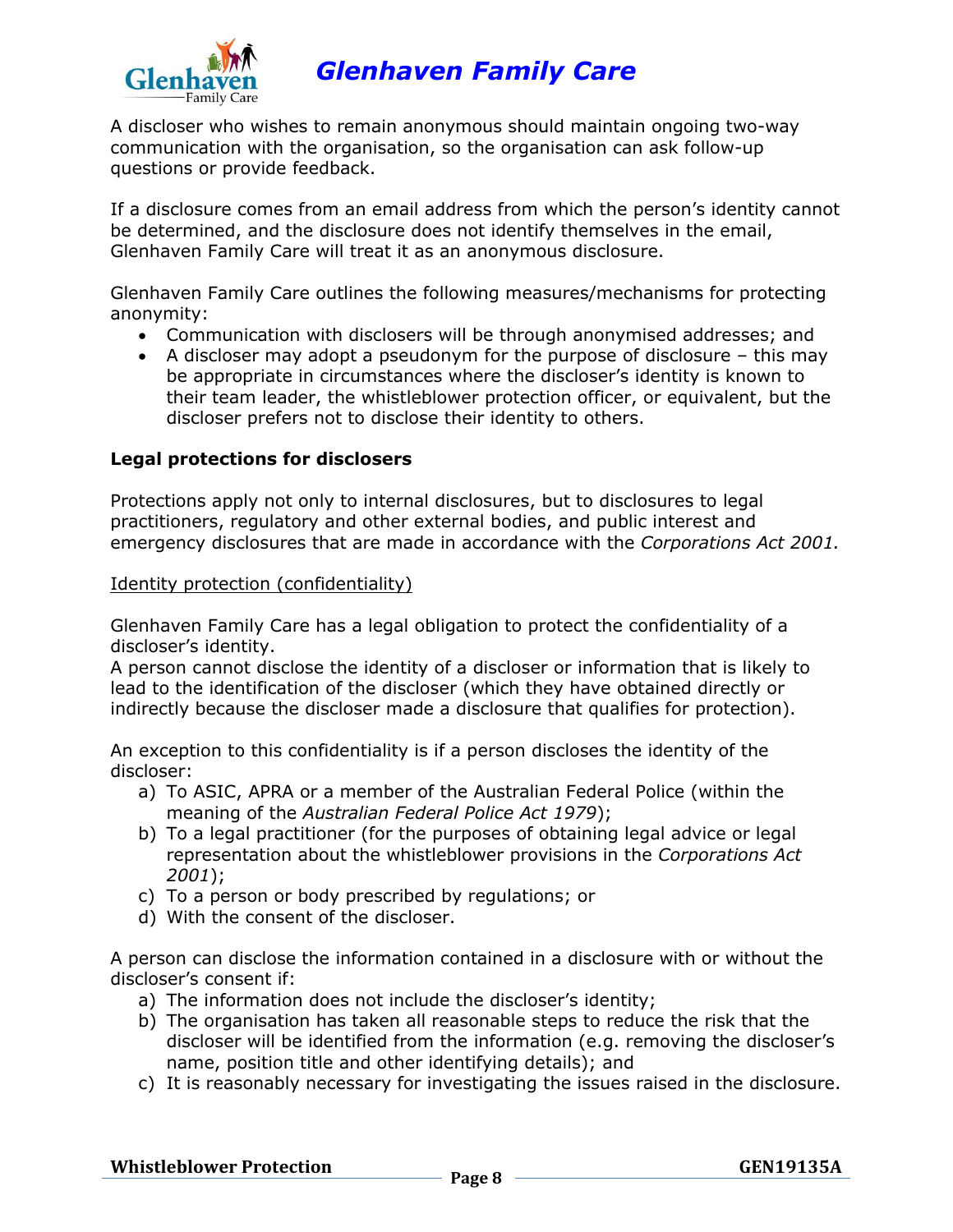A discloser who wishes to remain anonymous should maintain ongoing two-way communication with the organisation, so the organisation can ask follow-up questions or provide feedback.

If a disclosure comes from an email address from which the person's identity cannot be determined, and the disclosure does not identify themselves in the email, Glenhaven Family Care will treat it as an anonymous disclosure.

Glenhaven Family Care outlines the following measures/mechanisms for protecting anonymity:

- Communication with disclosers will be through anonymised addresses; and
- A discloser may adopt a pseudonym for the purpose of disclosure – this may be appropriate in circumstances where the discloser's identity is known to their team leader, the whistleblower protection officer, or equivalent, but the discloser prefers not to disclose their identity to others.

**Legal protections for disclosers**

Protections apply not only to internal disclosures, but to disclosures to legal practitioners, regulatory and other external bodies, and public interest and emergency disclosures that are made in accordance with the *Corporations Act 2001.*

Identity protection (confidentiality)

Glenhaven Family Care has a legal obligation to protect the confidentiality of a discloser's identity.
A person cannot disclose the identity of a discloser or information that is likely to lead to the identification of the discloser (which they have obtained directly or indirectly because the discloser made a disclosure that qualifies for protection).

An exception to this confidentiality is if a person discloses the identity of the discloser:

a) To ASIC, APRA or a member of the Australian Federal Police (within the meaning of the *Australian Federal Police Act 1979*);
b) To a legal practitioner (for the purposes of obtaining legal advice or legal representation about the whistleblower provisions in the *Corporations Act 2001*);
c) To a person or body prescribed by regulations; or
d) With the consent of the discloser.

A person can disclose the information contained in a disclosure with or without the discloser's consent if:

a) The information does not include the discloser's identity;
b) The organisation has taken all reasonable steps to reduce the risk that the discloser will be identified from the information (e.g. removing the discloser's name, position title and other identifying details); and
c) It is reasonably necessary for investigating the issues raised in the disclosure.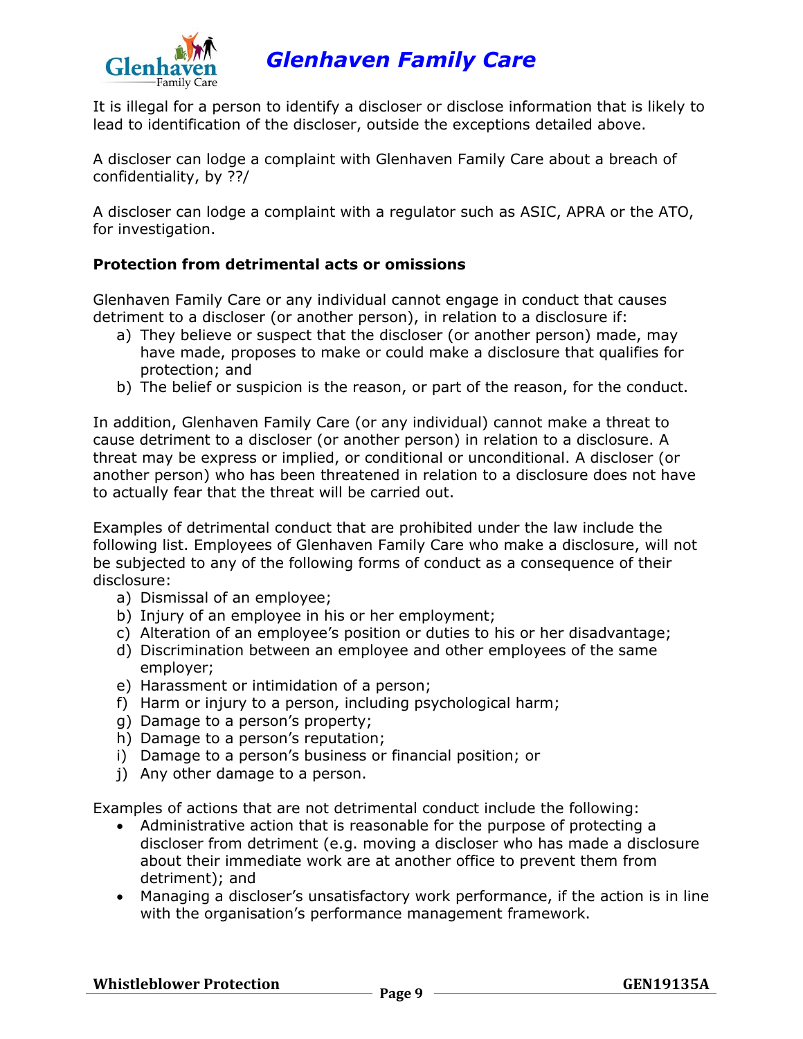It is illegal for a person to identify a discloser or disclose information that is likely to lead to identification of the discloser, outside the exceptions detailed above.

A discloser can lodge a complaint with Glenhaven Family Care about a breach of confidentiality, by ??/

A discloser can lodge a complaint with a regulator such as ASIC, APRA or the ATO, for investigation.

**Protection from detrimental acts or omissions**

Glenhaven Family Care or any individual cannot engage in conduct that causes detriment to a discloser (or another person), in relation to a disclosure if:

a) They believe or suspect that the discloser (or another person) made, may have made, proposes to make or could make a disclosure that qualifies for protection; and
b) The belief or suspicion is the reason, or part of the reason, for the conduct.

In addition, Glenhaven Family Care (or any individual) cannot make a threat to cause detriment to a discloser (or another person) in relation to a disclosure. A threat may be express or implied, or conditional or unconditional. A discloser (or another person) who has been threatened in relation to a disclosure does not have to actually fear that the threat will be carried out.

Examples of detrimental conduct that are prohibited under the law include the following list. Employees of Glenhaven Family Care who make a disclosure, will not be subjected to any of the following forms of conduct as a consequence of their disclosure:

a) Dismissal of an employee;
b) Injury of an employee in his or her employment;
c) Alteration of an employee's position or duties to his or her disadvantage;
d) Discrimination between an employee and other employees of the same employer;
e) Harassment or intimidation of a person;
f) Harm or injury to a person, including psychological harm;
g) Damage to a person's property;
h) Damage to a person's reputation;
i) Damage to a person's business or financial position; or
j) Any other damage to a person.

Examples of actions that are not detrimental conduct include the following:

- Administrative action that is reasonable for the purpose of protecting a discloser from detriment (e.g. moving a discloser who has made a disclosure about their immediate work are at another office to prevent them from detriment); and
- Managing a discloser's unsatisfactory work performance, if the action is in line with the organisation's performance management framework.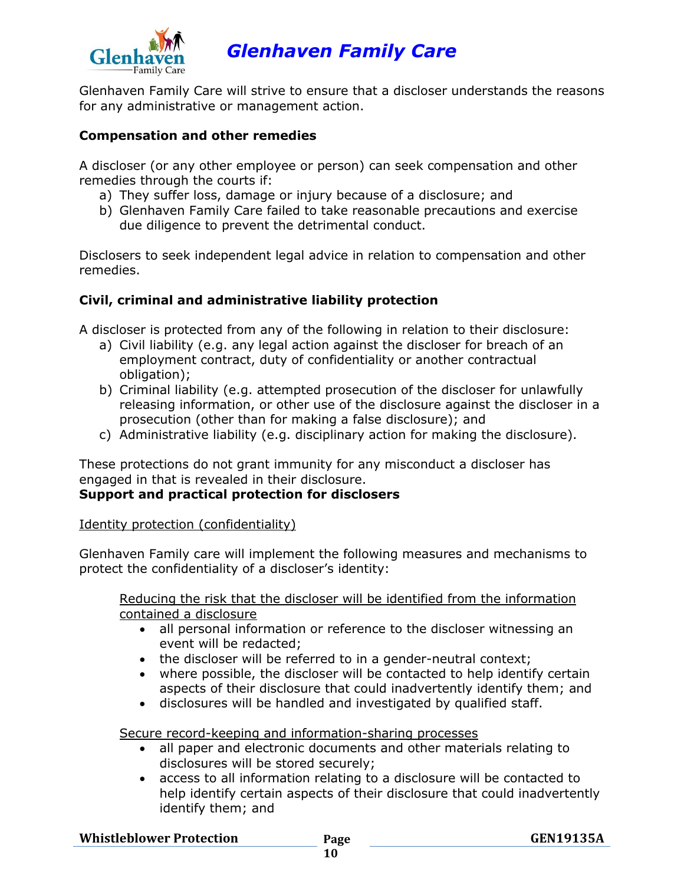Glenhaven Family Care will strive to ensure that a discloser understands the reasons for any administrative or management action.

**Compensation and other remedies**

A discloser (or any other employee or person) can seek compensation and other remedies through the courts if:

a) They suffer loss, damage or injury because of a disclosure; and
b) Glenhaven Family Care failed to take reasonable precautions and exercise due diligence to prevent the detrimental conduct.

Disclosers to seek independent legal advice in relation to compensation and other remedies.

**Civil, criminal and administrative liability protection**

A discloser is protected from any of the following in relation to their disclosure:

a) Civil liability (e.g. any legal action against the discloser for breach of an employment contract, duty of confidentiality or another contractual obligation);
b) Criminal liability (e.g. attempted prosecution of the discloser for unlawfully releasing information, or other use of the disclosure against the discloser in a prosecution (other than for making a false disclosure); and
c) Administrative liability (e.g. disciplinary action for making the disclosure).

These protections do not grant immunity for any misconduct a discloser has engaged in that is revealed in their disclosure.

**Support and practical protection for disclosers**

Identity protection (confidentiality)

Glenhaven Family care will implement the following measures and mechanisms to protect the confidentiality of a discloser's identity:

Reducing the risk that the discloser will be identified from the information contained a disclosure

- all personal information or reference to the discloser witnessing an event will be redacted;
- the discloser will be referred to in a gender-neutral context;
- where possible, the discloser will be contacted to help identify certain aspects of their disclosure that could inadvertently identify them; and
- disclosures will be handled and investigated by qualified staff.

Secure record-keeping and information-sharing processes

- all paper and electronic documents and other materials relating to disclosures will be stored securely;
- access to all information relating to a disclosure will be contacted to help identify certain aspects of their disclosure that could inadvertently identify them; and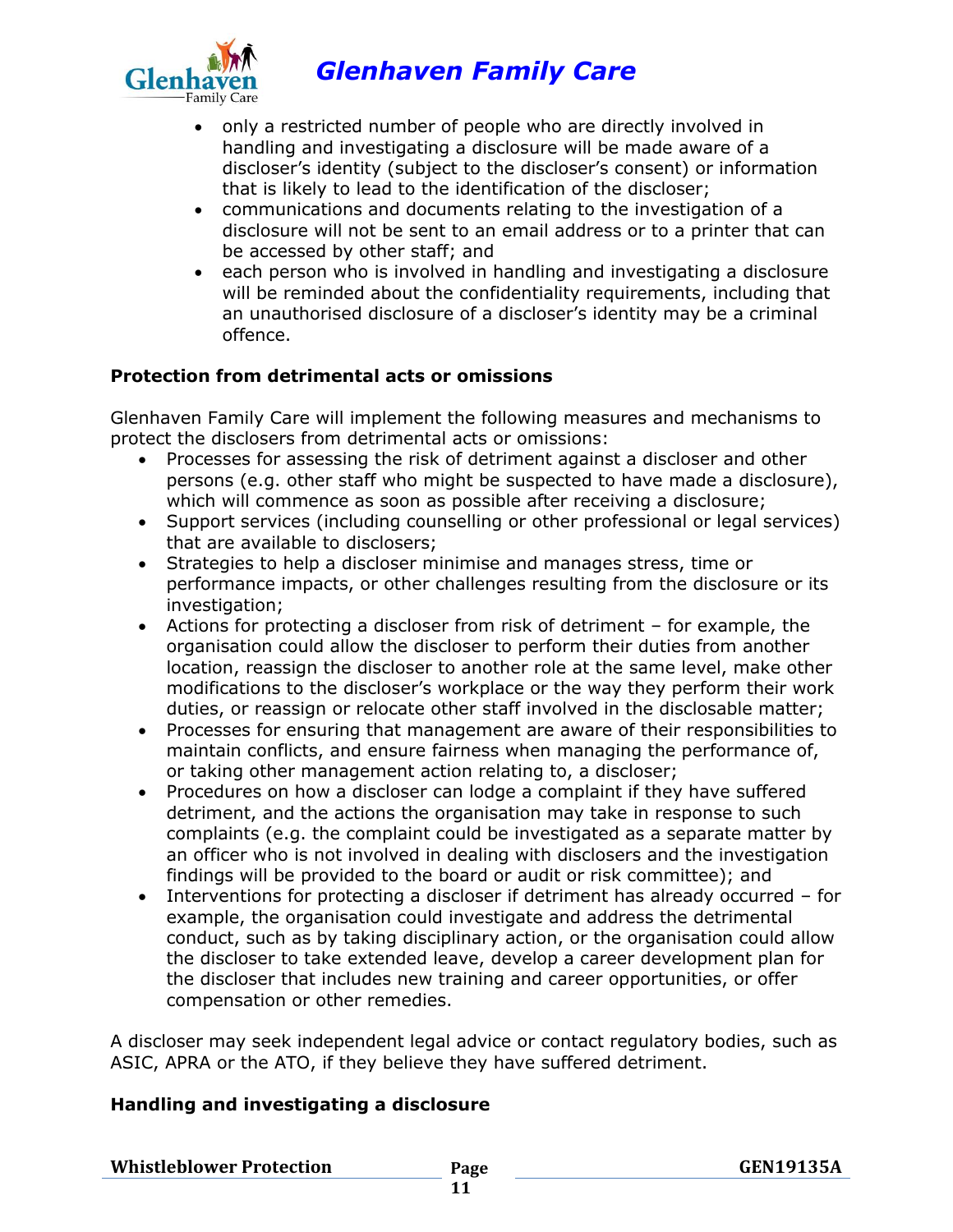- only a restricted number of people who are directly involved in handling and investigating a disclosure will be made aware of a discloser's identity (subject to the discloser's consent) or information that is likely to lead to the identification of the discloser;
- communications and documents relating to the investigation of a disclosure will not be sent to an email address or to a printer that can be accessed by other staff; and
- each person who is involved in handling and investigating a disclosure will be reminded about the confidentiality requirements, including that an unauthorised disclosure of a discloser's identity may be a criminal offence.

**Protection from detrimental acts or omissions**

Glenhaven Family Care will implement the following measures and mechanisms to protect the disclosers from detrimental acts or omissions:

- Processes for assessing the risk of detriment against a discloser and other persons (e.g. other staff who might be suspected to have made a disclosure), which will commence as soon as possible after receiving a disclosure;
- Support services (including counselling or other professional or legal services) that are available to disclosers;
- Strategies to help a discloser minimise and manages stress, time or performance impacts, or other challenges resulting from the disclosure or its investigation;
- Actions for protecting a discloser from risk of detriment – for example, the organisation could allow the discloser to perform their duties from another location, reassign the discloser to another role at the same level, make other modifications to the discloser's workplace or the way they perform their work duties, or reassign or relocate other staff involved in the disclosable matter;
- Processes for ensuring that management are aware of their responsibilities to maintain conflicts, and ensure fairness when managing the performance of, or taking other management action relating to, a discloser;
- Procedures on how a discloser can lodge a complaint if they have suffered detriment, and the actions the organisation may take in response to such complaints (e.g. the complaint could be investigated as a separate matter by an officer who is not involved in dealing with disclosers and the investigation findings will be provided to the board or audit or risk committee); and
- Interventions for protecting a discloser if detriment has already occurred – for example, the organisation could investigate and address the detrimental conduct, such as by taking disciplinary action, or the organisation could allow the discloser to take extended leave, develop a career development plan for the discloser that includes new training and career opportunities, or offer compensation or other remedies.

A discloser may seek independent legal advice or contact regulatory bodies, such as ASIC, APRA or the ATO, if they believe they have suffered detriment.

**Handling and investigating a disclosure**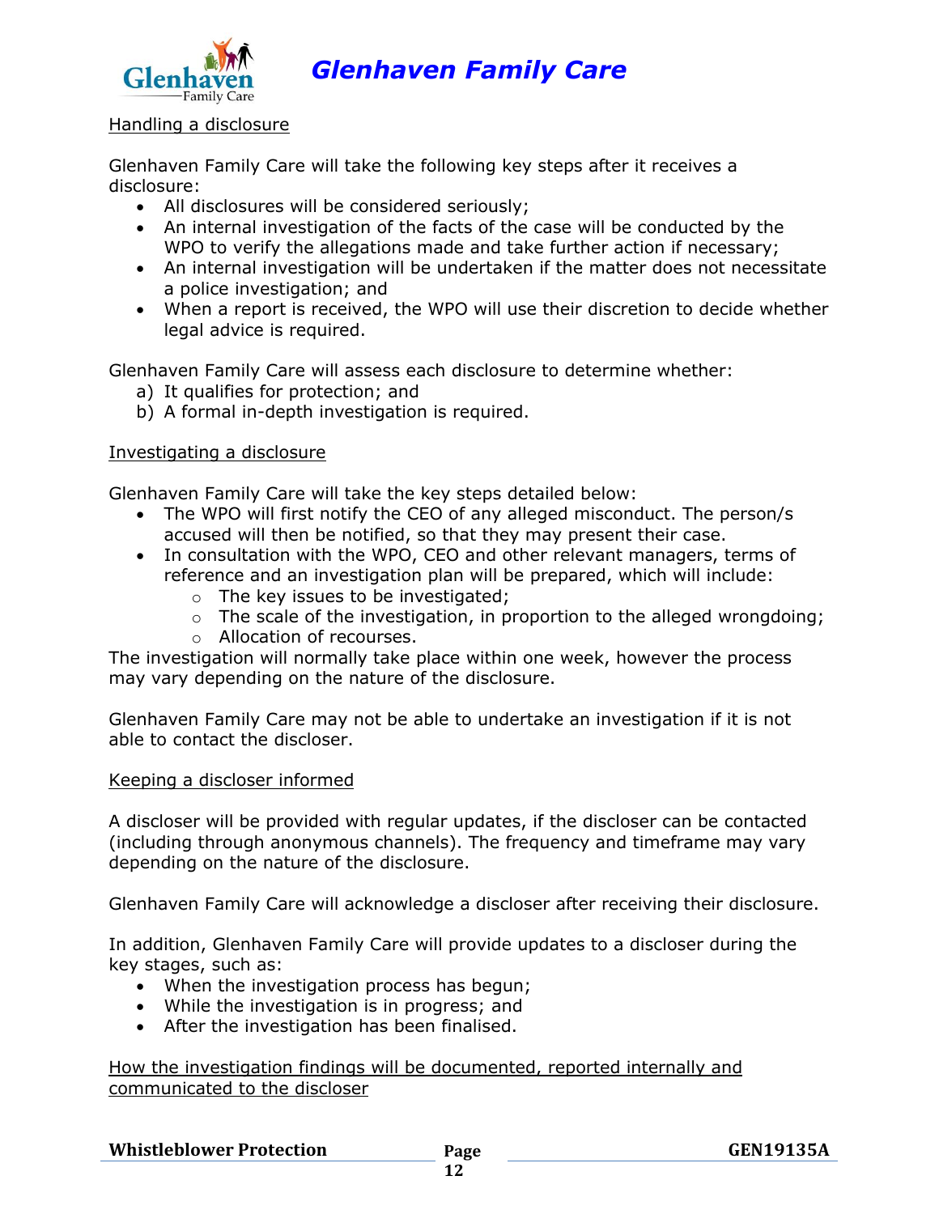Handling a disclosure

Glenhaven Family Care will take the following key steps after it receives a disclosure:

- All disclosures will be considered seriously;
- An internal investigation of the facts of the case will be conducted by the WPO to verify the allegations made and take further action if necessary;
- An internal investigation will be undertaken if the matter does not necessitate a police investigation; and
- When a report is received, the WPO will use their discretion to decide whether legal advice is required.

Glenhaven Family Care will assess each disclosure to determine whether:

a) It qualifies for protection; and
b) A formal in-depth investigation is required.

Investigating a disclosure

Glenhaven Family Care will take the key steps detailed below:

- The WPO will first notify the CEO of any alleged misconduct. The person/s accused will then be notified, so that they may present their case.
- In consultation with the WPO, CEO and other relevant managers, terms of reference and an investigation plan will be prepared, which will include:
  - The key issues to be investigated;
  - The scale of the investigation, in proportion to the alleged wrongdoing;
  - Allocation of recourses.

The investigation will normally take place within one week, however the process may vary depending on the nature of the disclosure.

Glenhaven Family Care may not be able to undertake an investigation if it is not able to contact the discloser.

Keeping a discloser informed

A discloser will be provided with regular updates, if the discloser can be contacted (including through anonymous channels). The frequency and timeframe may vary depending on the nature of the disclosure.

Glenhaven Family Care will acknowledge a discloser after receiving their disclosure.

In addition, Glenhaven Family Care will provide updates to a discloser during the key stages, such as:

- When the investigation process has begun;
- While the investigation is in progress; and
- After the investigation has been finalised.

How the investigation findings will be documented, reported internally and communicated to the discloser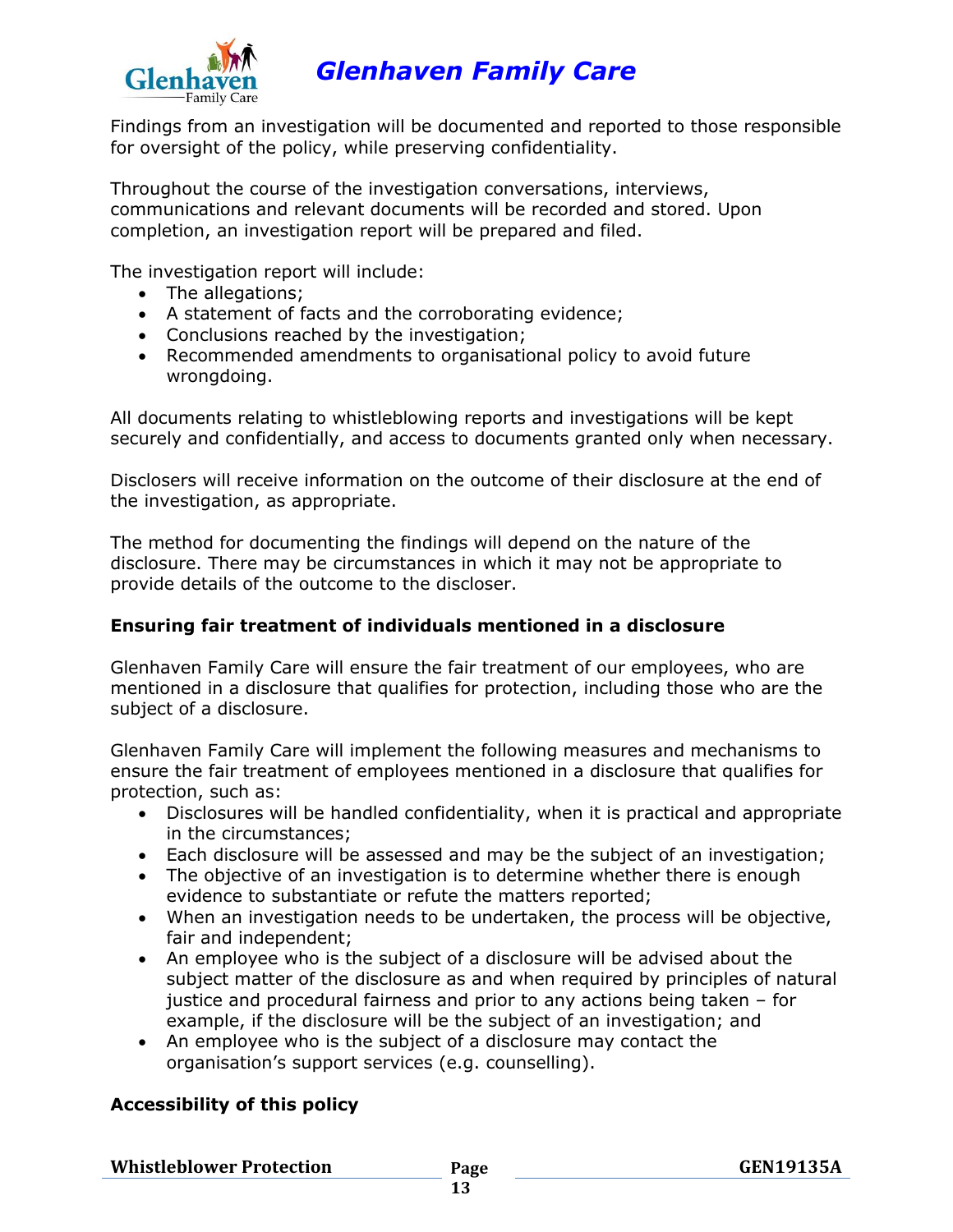Findings from an investigation will be documented and reported to those responsible for oversight of the policy, while preserving confidentiality.

Throughout the course of the investigation conversations, interviews, communications and relevant documents will be recorded and stored. Upon completion, an investigation report will be prepared and filed.

The investigation report will include:

- The allegations;
- A statement of facts and the corroborating evidence;
- Conclusions reached by the investigation;
- Recommended amendments to organisational policy to avoid future wrongdoing.

All documents relating to whistleblowing reports and investigations will be kept securely and confidentially, and access to documents granted only when necessary.

Disclosers will receive information on the outcome of their disclosure at the end of the investigation, as appropriate.

The method for documenting the findings will depend on the nature of the disclosure. There may be circumstances in which it may not be appropriate to provide details of the outcome to the discloser.

### Ensuring fair treatment of individuals mentioned in a disclosure

Glenhaven Family Care will ensure the fair treatment of our employees, who are mentioned in a disclosure that qualifies for protection, including those who are the subject of a disclosure.

Glenhaven Family Care will implement the following measures and mechanisms to ensure the fair treatment of employees mentioned in a disclosure that qualifies for protection, such as:

- Disclosures will be handled confidentiality, when it is practical and appropriate in the circumstances;
- Each disclosure will be assessed and may be the subject of an investigation;
- The objective of an investigation is to determine whether there is enough evidence to substantiate or refute the matters reported;
- When an investigation needs to be undertaken, the process will be objective, fair and independent;
- An employee who is the subject of a disclosure will be advised about the subject matter of the disclosure as and when required by principles of natural justice and procedural fairness and prior to any actions being taken – for example, if the disclosure will be the subject of an investigation; and
- An employee who is the subject of a disclosure may contact the organisation's support services (e.g. counselling).

### Accessibility of this policy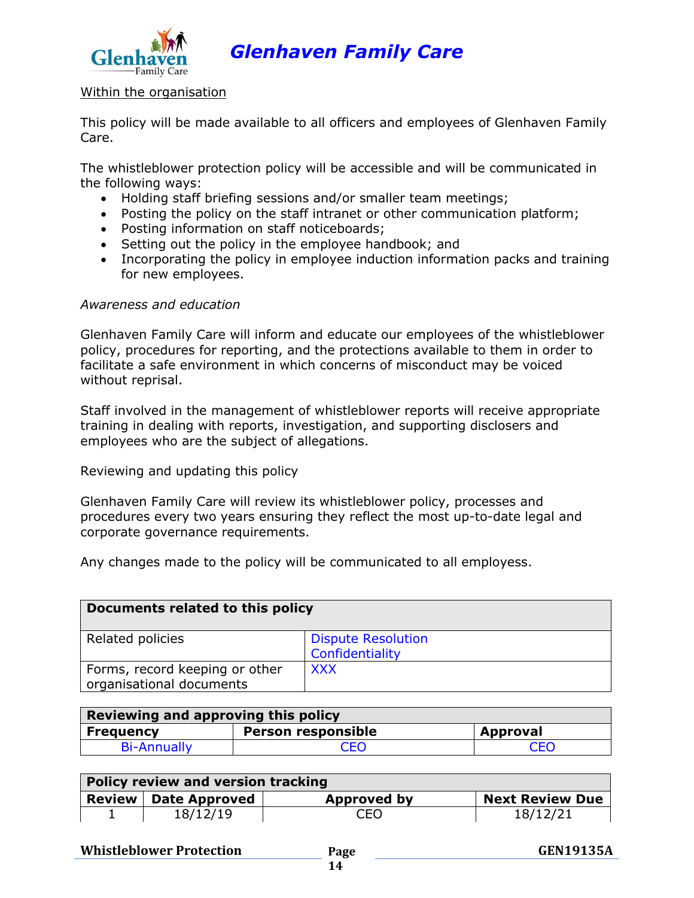Within the organisation

This policy will be made available to all officers and employees of Glenhaven Family Care.

The whistleblower protection policy will be accessible and will be communicated in the following ways:

- Holding staff briefing sessions and/or smaller team meetings;
- Posting the policy on the staff intranet or other communication platform;
- Posting information on staff noticeboards;
- Setting out the policy in the employee handbook; and
- Incorporating the policy in employee induction information packs and training for new employees.

*Awareness and education*

Glenhaven Family Care will inform and educate our employees of the whistleblower policy, procedures for reporting, and the protections available to them in order to facilitate a safe environment in which concerns of misconduct may be voiced without reprisal.

Staff involved in the management of whistleblower reports will receive appropriate training in dealing with reports, investigation, and supporting disclosers and employees who are the subject of allegations.

Reviewing and updating this policy

Glenhaven Family Care will review its whistleblower policy, processes and procedures every two years ensuring they reflect the most up-to-date legal and corporate governance requirements.

Any changes made to the policy will be communicated to all employess.

| **Documents related to this policy** | |
|---|---|
| Related policies | Dispute Resolution<br>Confidentiality |
| Forms, record keeping or other organisational documents | XXX |

| **Reviewing and approving this policy** | | |
|---|---|---|
| **Frequency** | **Person responsible** | **Approval** |
| Bi-Annually | CEO | CEO |

| **Policy review and version tracking** | | | |
|---|---|---|---|
| **Review** | **Date Approved** | **Approved by** | **Next Review Due** |
| 1 | 18/12/19 | CEO | 18/12/21 |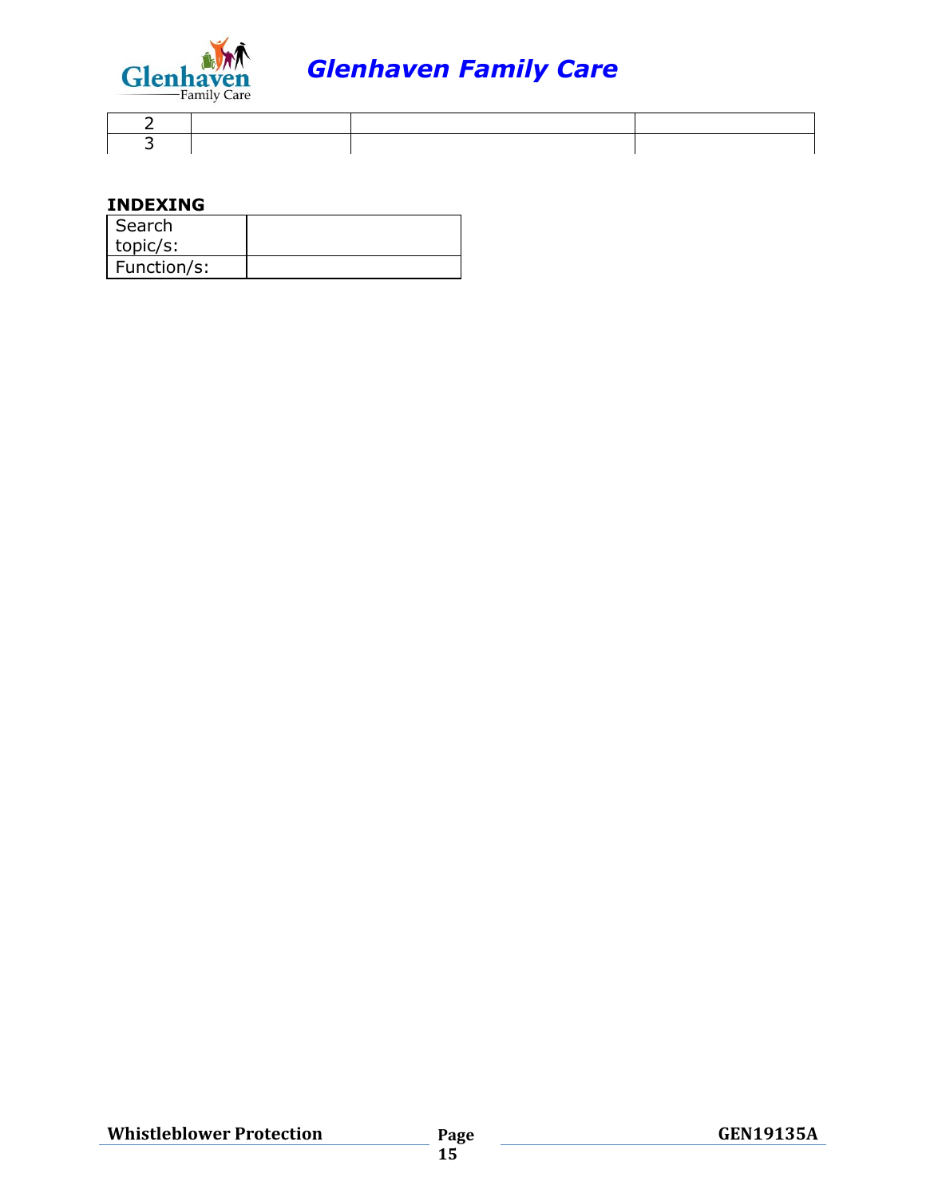| | | | |
|---|---|---|---|
| 2 | | | |
| 3 | | | |

**INDEXING**

| | |
|---|---|
| Search topic/s: | |
| Function/s: | |